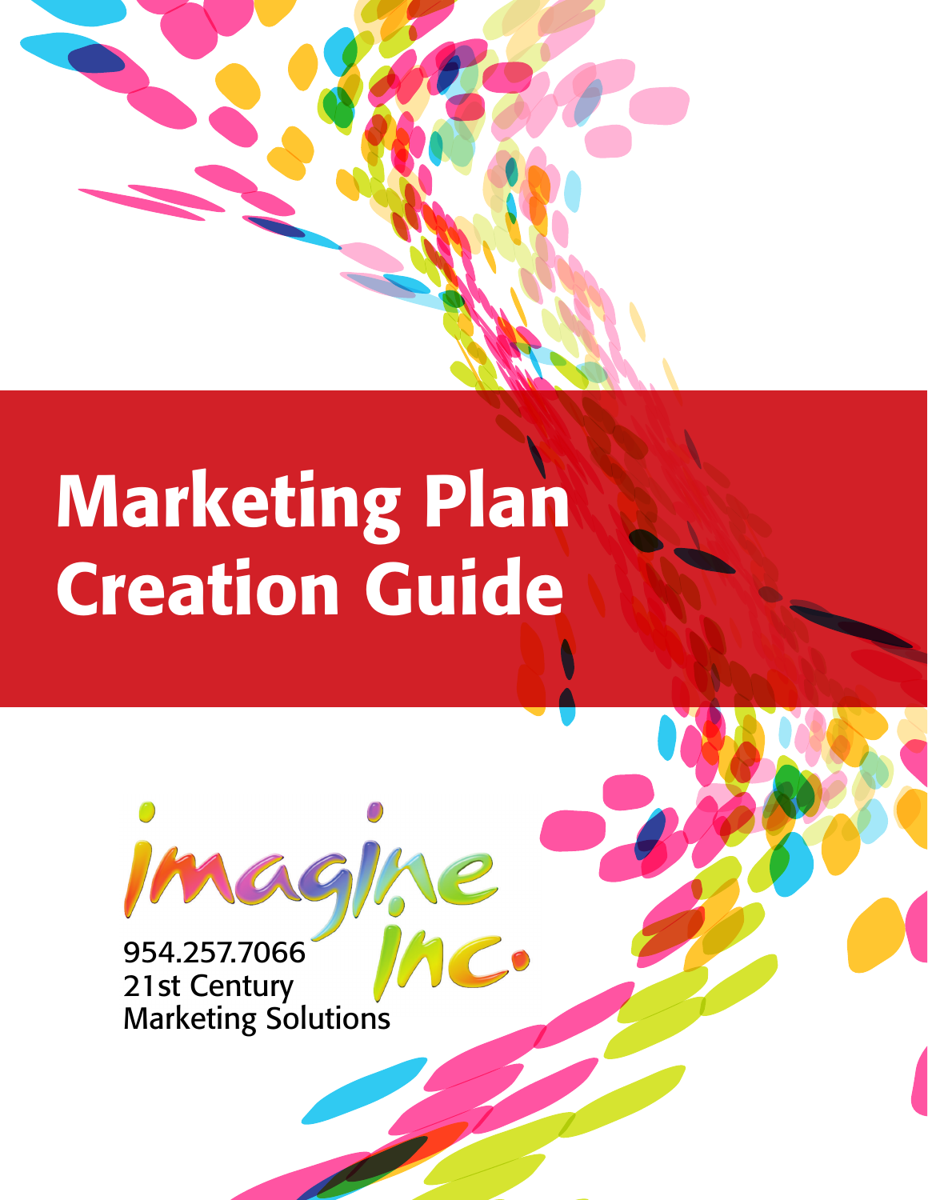# Marketing Plan Creation Guide

imagine inc.

954.257.7066
21st Century
Marketing Solutions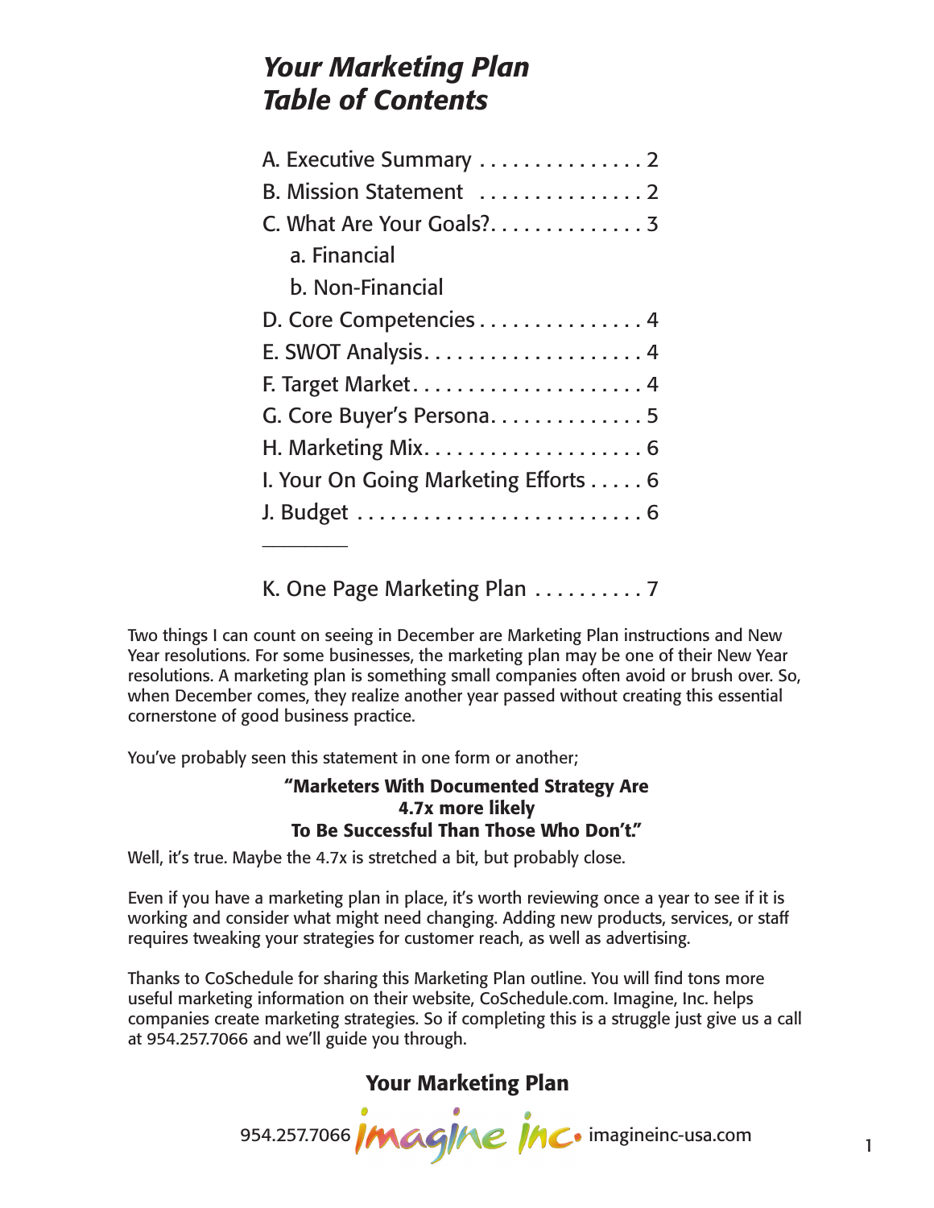# *Your Marketing Plan Table of Contents*

A. Executive Summary . . . . . . . . . . . . . . . 2
B. Mission Statement . . . . . . . . . . . . . . . 2
C. What Are Your Goals?. . . . . . . . . . . . . . 3
    a. Financial
    b. Non-Financial
D. Core Competencies . . . . . . . . . . . . . . . 4
E. SWOT Analysis. . . . . . . . . . . . . . . . . . . . 4
F. Target Market. . . . . . . . . . . . . . . . . . . . . 4
G. Core Buyer's Persona. . . . . . . . . . . . . . 5
H. Marketing Mix. . . . . . . . . . . . . . . . . . . . 6
I. Your On Going Marketing Efforts . . . . . 6
J. Budget . . . . . . . . . . . . . . . . . . . . . . . . . . 6

---

K. One Page Marketing Plan . . . . . . . . . . 7

Two things I can count on seeing in December are Marketing Plan instructions and New Year resolutions. For some businesses, the marketing plan may be one of their New Year resolutions. A marketing plan is something small companies often avoid or brush over. So, when December comes, they realize another year passed without creating this essential cornerstone of good business practice.

You've probably seen this statement in one form or another;

**"Marketers With Documented Strategy Are 4.7x more likely To Be Successful Than Those Who Don't."**

Well, it's true. Maybe the 4.7x is stretched a bit, but probably close.

Even if you have a marketing plan in place, it's worth reviewing once a year to see if it is working and consider what might need changing. Adding new products, services, or staff requires tweaking your strategies for customer reach, as well as advertising.

Thanks to CoSchedule for sharing this Marketing Plan outline. You will find tons more useful marketing information on their website, CoSchedule.com. Imagine, Inc. helps companies create marketing strategies. So if completing this is a struggle just give us a call at 954.257.7066 and we'll guide you through.

**Your Marketing Plan**

954.257.7066 imagine inc. imagineinc-usa.com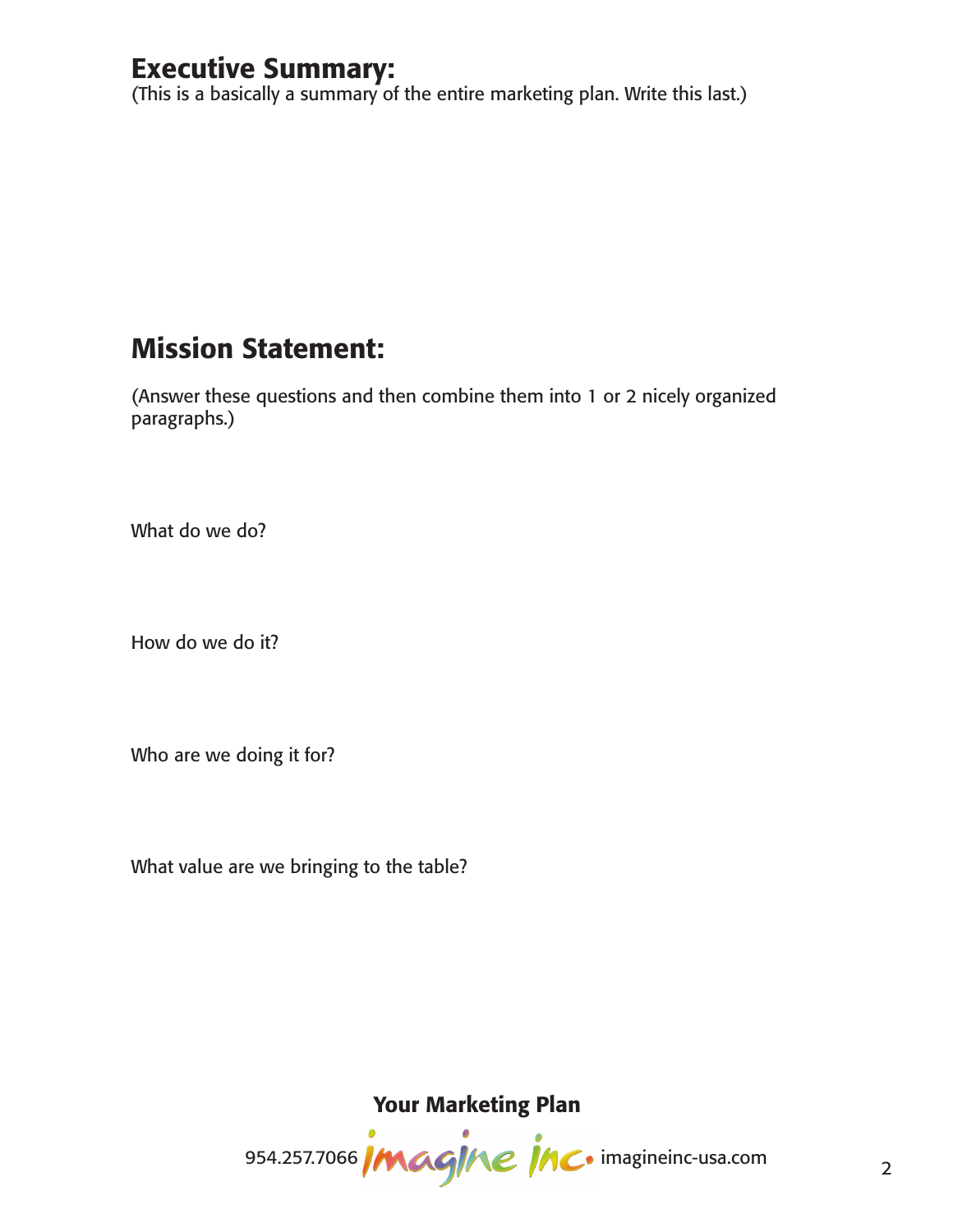## Executive Summary:

(This is a basically a summary of the entire marketing plan. Write this last.)

## Mission Statement:

(Answer these questions and then combine them into 1 or 2 nicely organized paragraphs.)

What do we do?

How do we do it?

Who are we doing it for?

What value are we bringing to the table?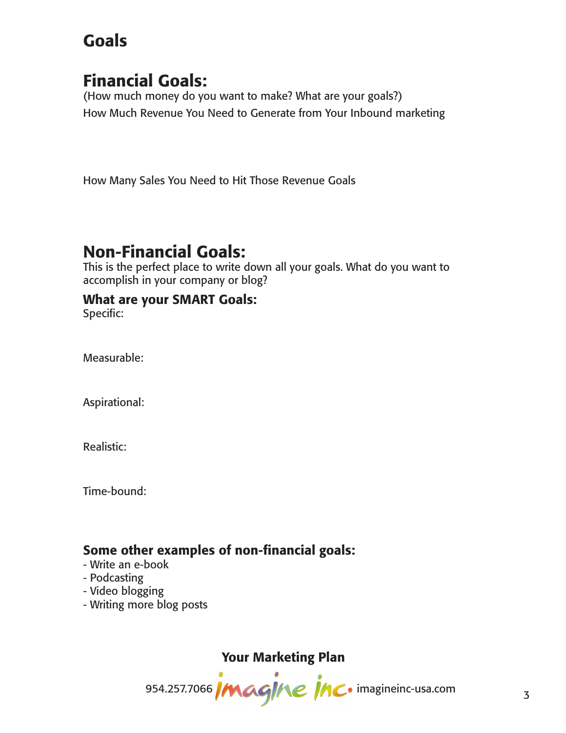# Goals

## Financial Goals:

(How much money do you want to make? What are your goals?)

How Much Revenue You Need to Generate from Your Inbound marketing

How Many Sales You Need to Hit Those Revenue Goals

## Non-Financial Goals:

This is the perfect place to write down all your goals. What do you want to accomplish in your company or blog?

### What are your SMART Goals:

Specific:

Measurable:

Aspirational:

Realistic:

Time-bound:

### Some other examples of non-financial goals:

- Write an e-book
- Podcasting
- Video blogging
- Writing more blog posts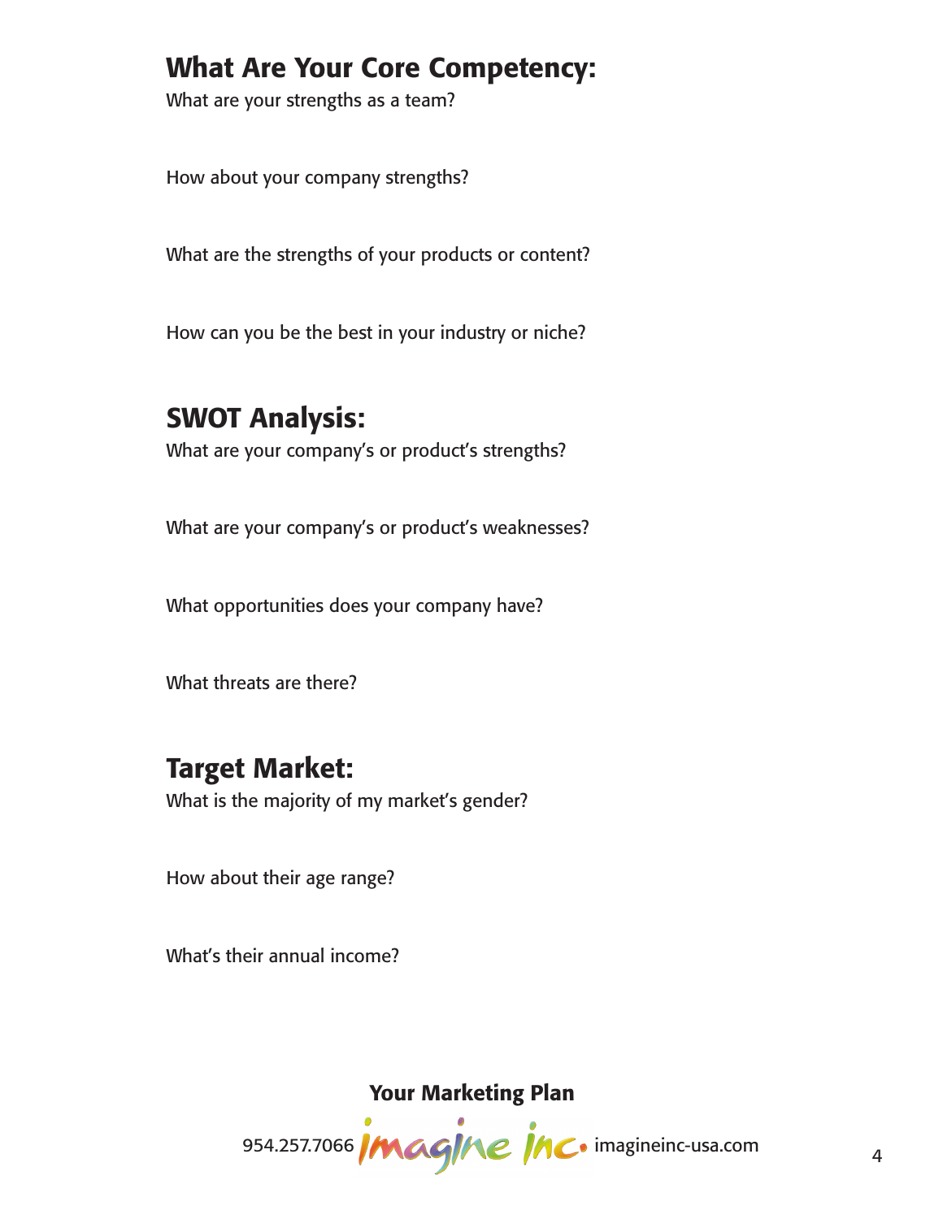## What Are Your Core Competency:

What are your strengths as a team?

How about your company strengths?

What are the strengths of your products or content?

How can you be the best in your industry or niche?

## SWOT Analysis:

What are your company's or product's strengths?

What are your company's or product's weaknesses?

What opportunities does your company have?

What threats are there?

## Target Market:

What is the majority of my market's gender?

How about their age range?

What's their annual income?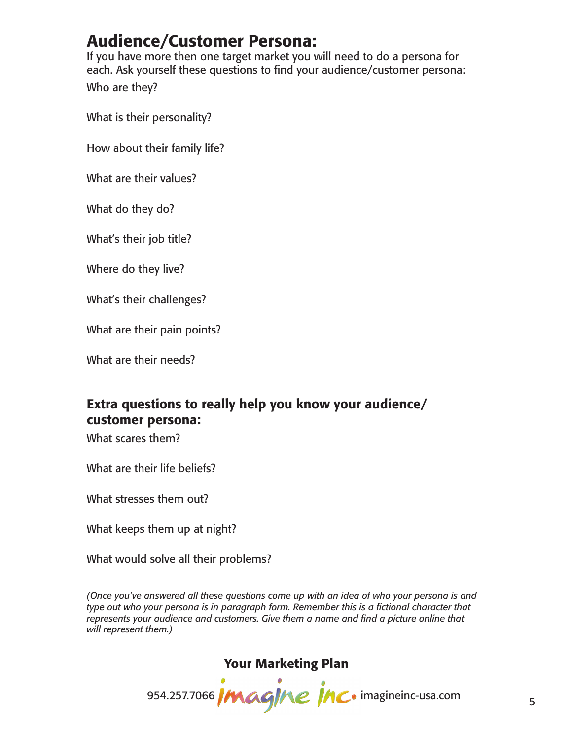## Audience/Customer Persona:

If you have more then one target market you will need to do a persona for each. Ask yourself these questions to find your audience/customer persona:

Who are they?

What is their personality?

How about their family life?

What are their values?

What do they do?

What's their job title?

Where do they live?

What's their challenges?

What are their pain points?

What are their needs?

### Extra questions to really help you know your audience/customer persona:

What scares them?

What are their life beliefs?

What stresses them out?

What keeps them up at night?

What would solve all their problems?

*(Once you've answered all these questions come up with an idea of who your persona is and type out who your persona is in paragraph form. Remember this is a fictional character that represents your audience and customers. Give them a name and find a picture online that will represent them.)*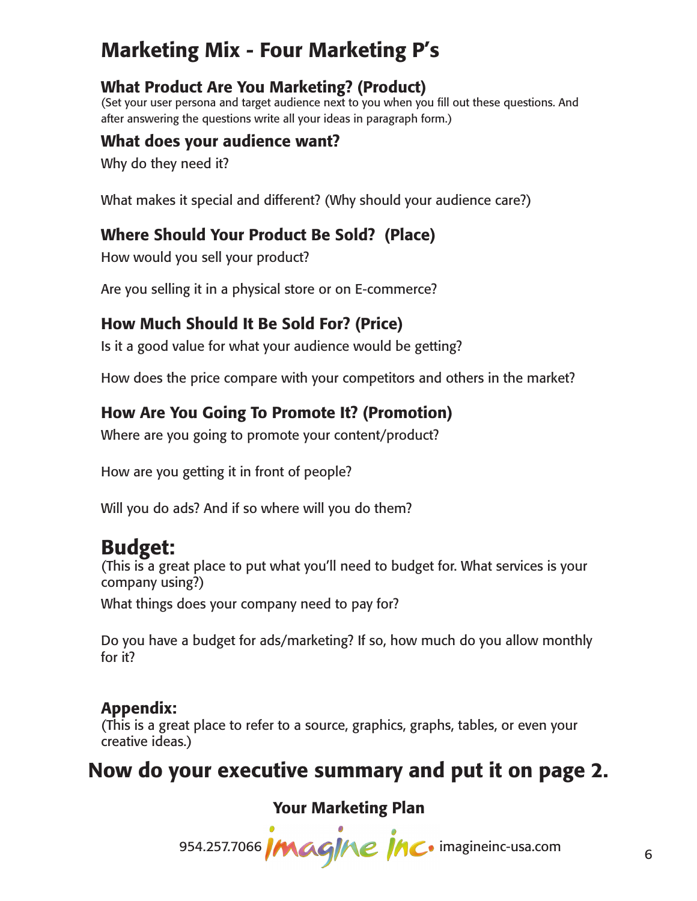# Marketing Mix - Four Marketing P's

## What Product Are You Marketing? (Product)

(Set your user persona and target audience next to you when you fill out these questions. And after answering the questions write all your ideas in paragraph form.)

## What does your audience want?

Why do they need it?

What makes it special and different? (Why should your audience care?)

## Where Should Your Product Be Sold? (Place)

How would you sell your product?

Are you selling it in a physical store or on E-commerce?

## How Much Should It Be Sold For? (Price)

Is it a good value for what your audience would be getting?

How does the price compare with your competitors and others in the market?

## How Are You Going To Promote It? (Promotion)

Where are you going to promote your content/product?

How are you getting it in front of people?

Will you do ads? And if so where will you do them?

# Budget:

(This is a great place to put what you'll need to budget for. What services is your company using?)

What things does your company need to pay for?

Do you have a budget for ads/marketing? If so, how much do you allow monthly for it?

## Appendix:

(This is a great place to refer to a source, graphics, graphs, tables, or even your creative ideas.)

# Now do your executive summary and put it on page 2.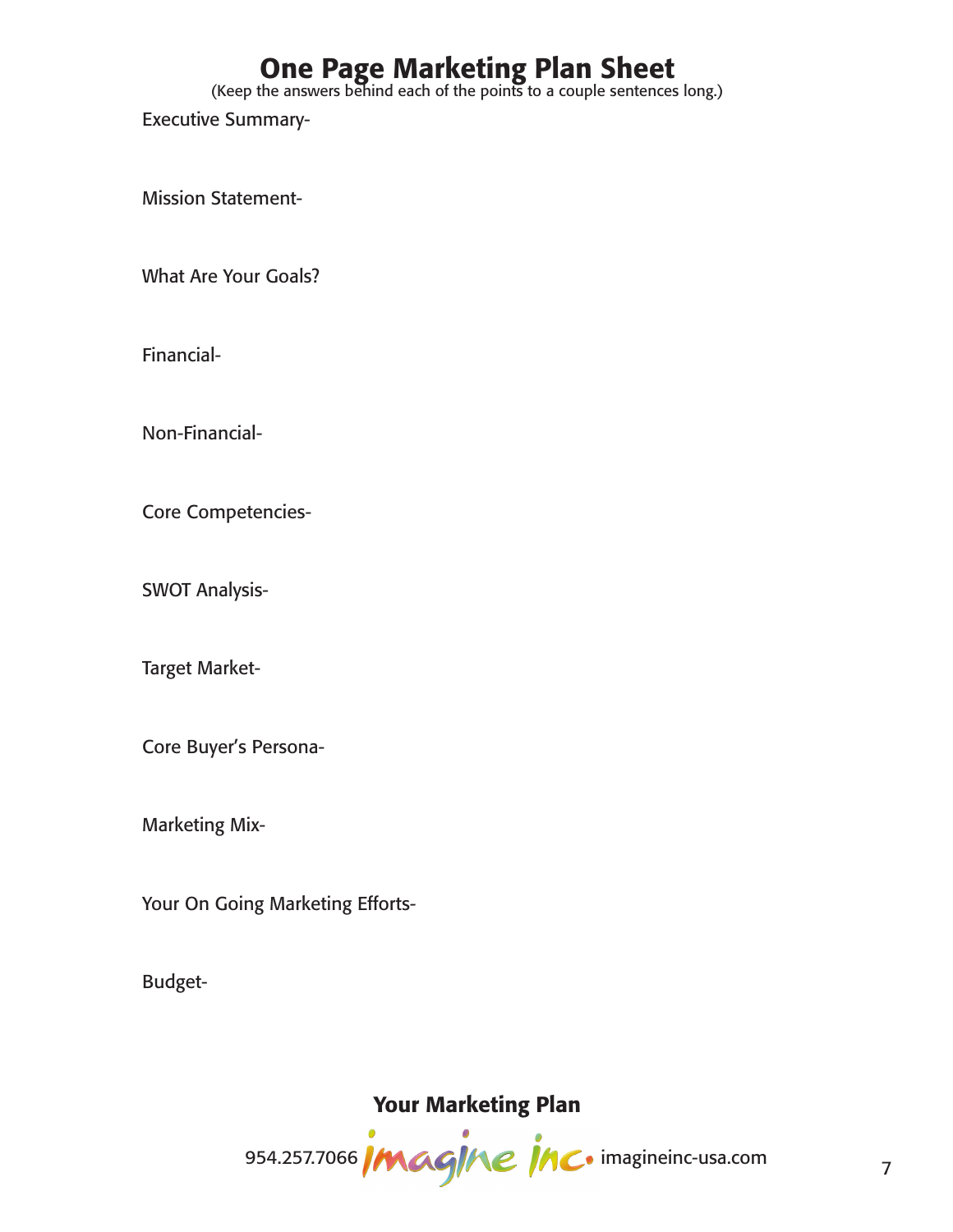# One Page Marketing Plan Sheet

(Keep the answers behind each of the points to a couple sentences long.)

Executive Summary-

Mission Statement-

What Are Your Goals?

Financial-

Non-Financial-

Core Competencies-

SWOT Analysis-

Target Market-

Core Buyer's Persona-

Marketing Mix-

Your On Going Marketing Efforts-

Budget-

**Your Marketing Plan**

954.257.7066 imagine inc. imagineinc-usa.com